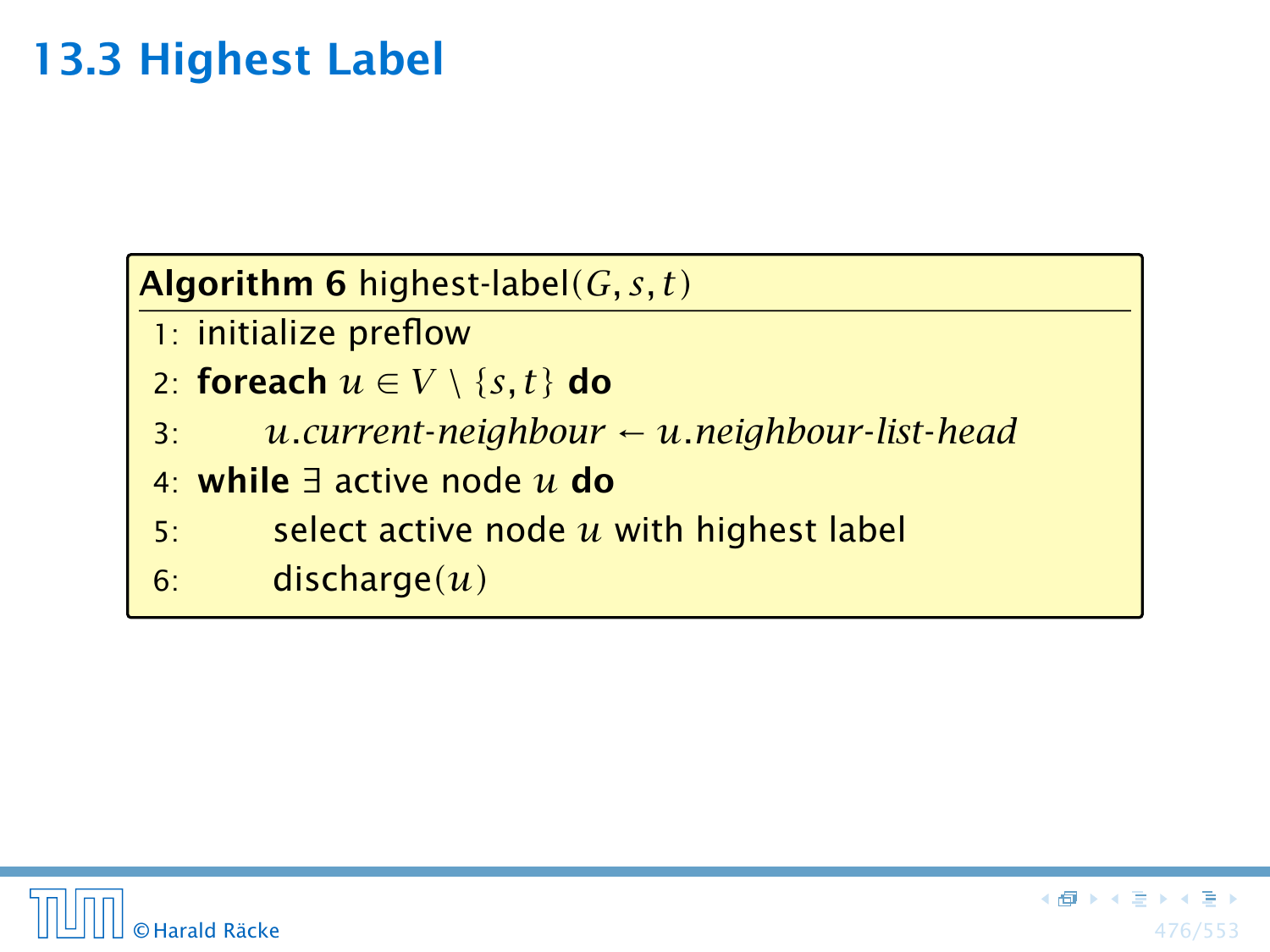## 13.3 Highest Label

**Algorithm 6** highest-label$(G, s, t)$

```
1: initialize preflow
2: foreach u ∈ V \ {s, t} do
3:     u.current-neighbour ← u.neighbour-list-head
4: while ∃ active node u do
5:     select active node u with highest label
6:     discharge(u)
```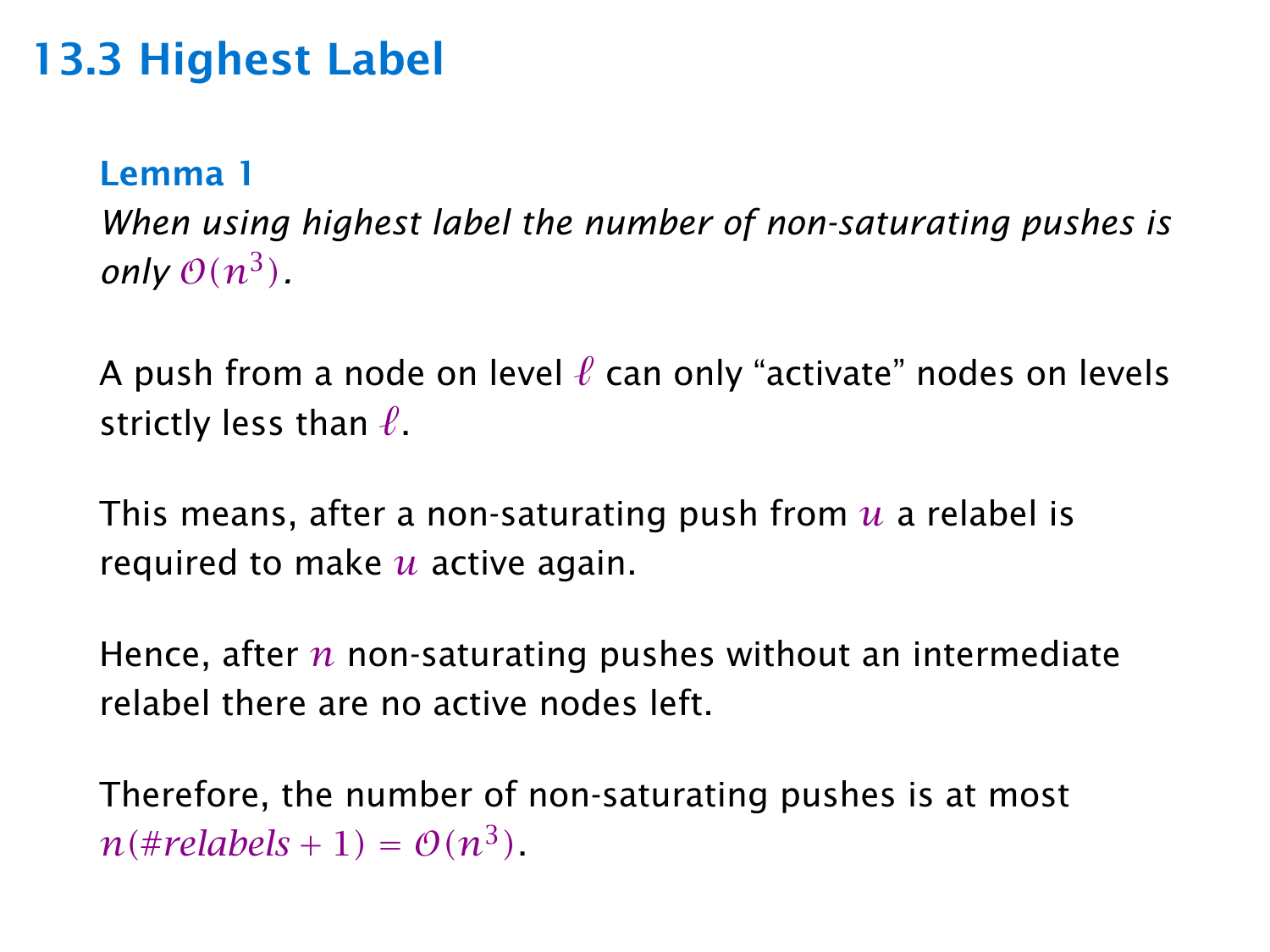## 13.3 Highest Label

**Lemma 1**
*When using highest label the number of non-saturating pushes is only $\mathcal{O}(n^3)$.*

A push from a node on level $\ell$ can only "activate" nodes on levels strictly less than $\ell$.

This means, after a non-saturating push from $u$ a relabel is required to make $u$ active again.

Hence, after $n$ non-saturating pushes without an intermediate relabel there are no active nodes left.

Therefore, the number of non-saturating pushes is at most $n(\#relabels + 1) = \mathcal{O}(n^3)$.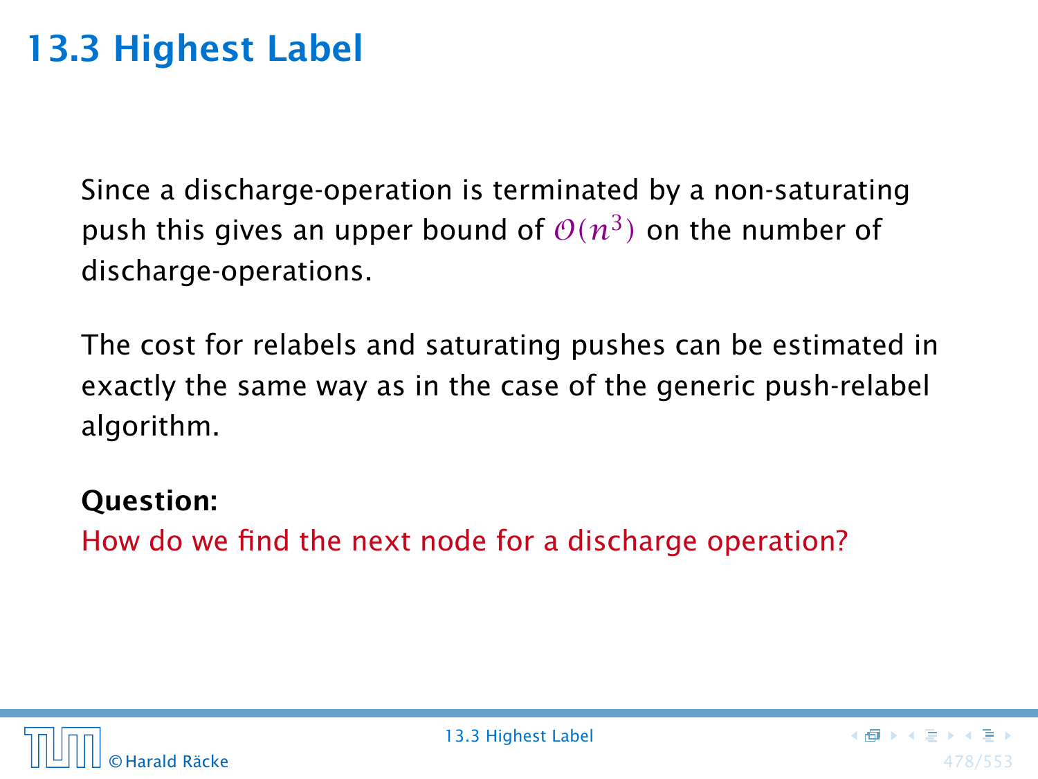## 13.3 Highest Label

Since a discharge-operation is terminated by a non-saturating push this gives an upper bound of $\mathcal{O}(n^3)$ on the number of discharge-operations.

The cost for relabels and saturating pushes can be estimated in exactly the same way as in the case of the generic push-relabel algorithm.

**Question:**

How do we find the next node for a discharge operation?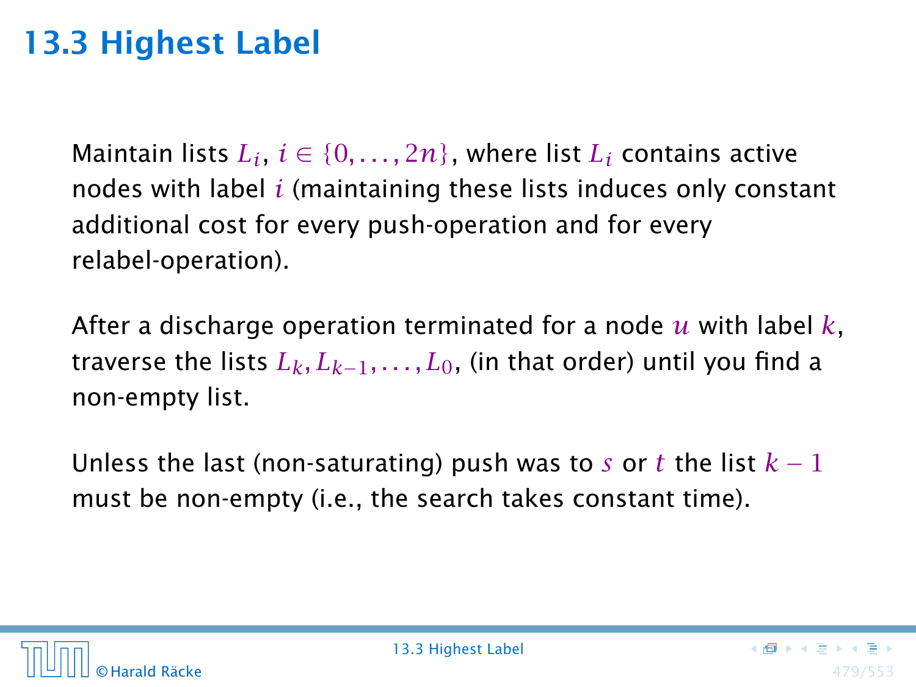## 13.3 Highest Label

Maintain lists $L_i$, $i \in \{0, \dots, 2n\}$, where list $L_i$ contains active nodes with label $i$ (maintaining these lists induces only constant additional cost for every push-operation and for every relabel-operation).

After a discharge operation terminated for a node $u$ with label $k$, traverse the lists $L_k, L_{k-1}, \dots, L_0$, (in that order) until you find a non-empty list.

Unless the last (non-saturating) push was to $s$ or $t$ the list $k - 1$ must be non-empty (i.e., the search takes constant time).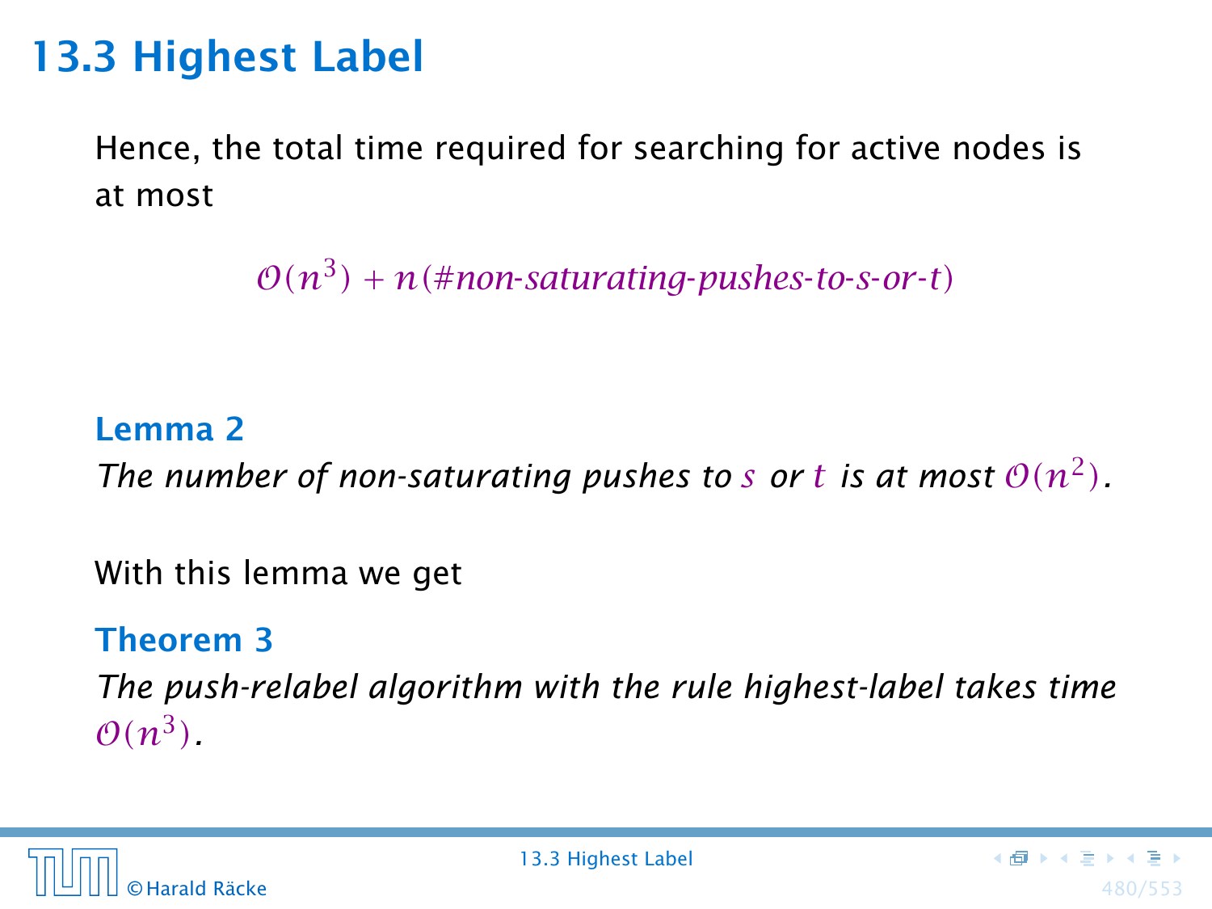## 13.3 Highest Label

Hence, the total time required for searching for active nodes is at most

$$\mathcal{O}(n^3) + n(\textit{\#non-saturating-pushes-to-s-or-t})$$

**Lemma 2**
*The number of non-saturating pushes to $s$ or $t$ is at most $\mathcal{O}(n^2)$.*

With this lemma we get

**Theorem 3**
*The push-relabel algorithm with the rule highest-label takes time $\mathcal{O}(n^3)$.*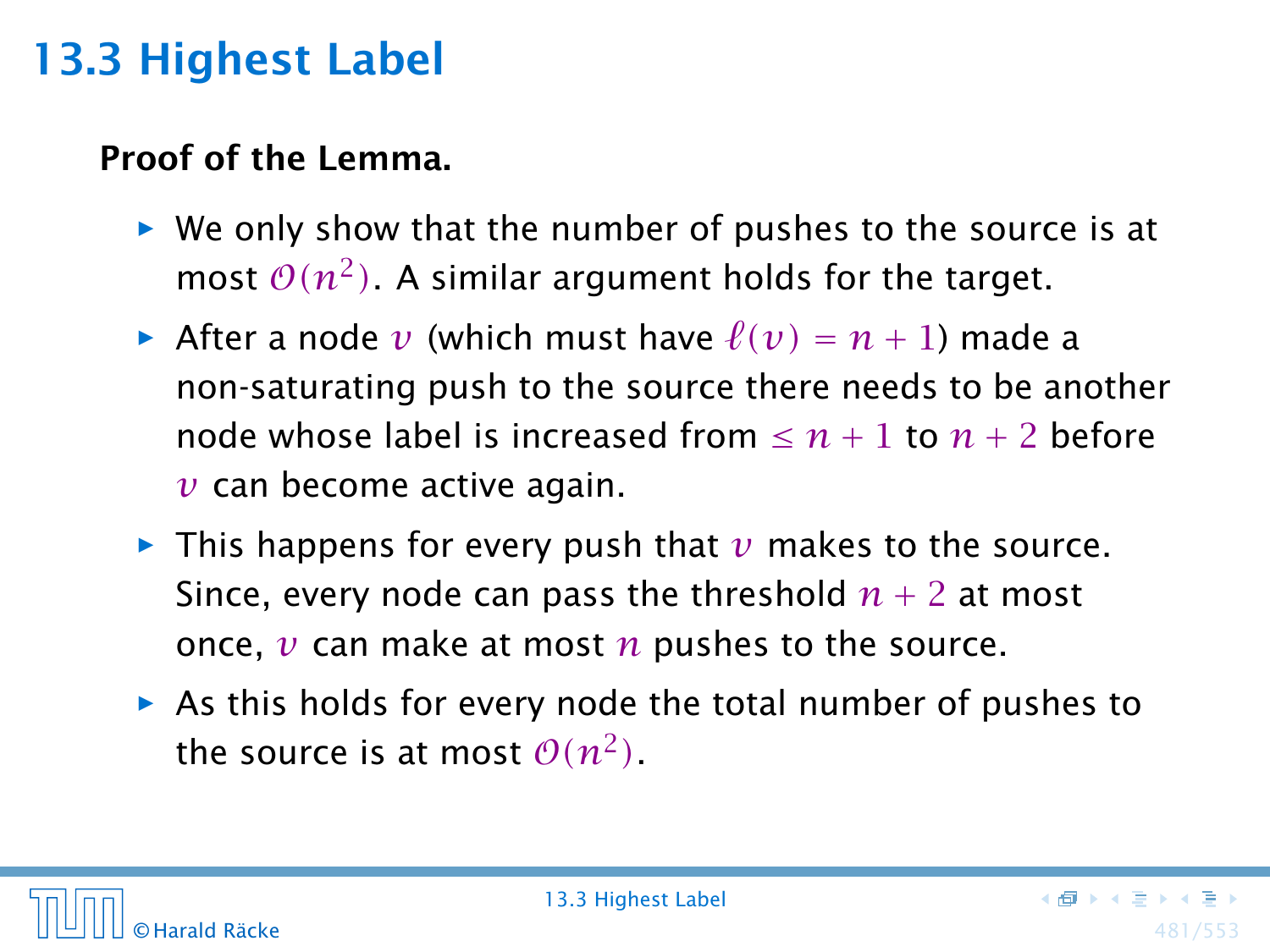## 13.3 Highest Label

**Proof of the Lemma.**

- We only show that the number of pushes to the source is at most $\mathcal{O}(n^2)$. A similar argument holds for the target.
- After a node $v$ (which must have $\ell(v) = n+1$) made a non-saturating push to the source there needs to be another node whose label is increased from $\le n+1$ to $n+2$ before $v$ can become active again.
- This happens for every push that $v$ makes to the source. Since, every node can pass the threshold $n+2$ at most once, $v$ can make at most $n$ pushes to the source.
- As this holds for every node the total number of pushes to the source is at most $\mathcal{O}(n^2)$.